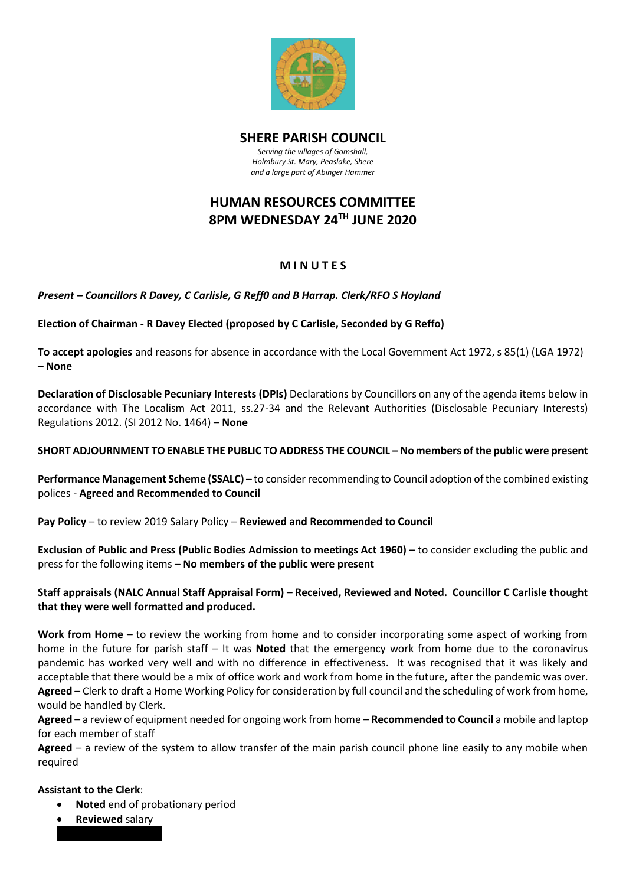# SHERE PARISH COUNCIL

*Serving the villages of Gomshall,*
*Holmbury St. Mary, Peaslake, Shere*
*and a large part of Abinger Hammer*

## HUMAN RESOURCES COMMITTEE
## 8PM WEDNESDAY 24TH JUNE 2020

### M I N U T E S

***Present – Councillors R Davey, C Carlisle, G Reff0 and B Harrap. Clerk/RFO S Hoyland***

**Election of Chairman - R Davey Elected (proposed by C Carlisle, Seconded by G Reffo)**

**To accept apologies** and reasons for absence in accordance with the Local Government Act 1972, s 85(1) (LGA 1972) – **None**

**Declaration of Disclosable Pecuniary Interests (DPIs)** Declarations by Councillors on any of the agenda items below in accordance with The Localism Act 2011, ss.27-34 and the Relevant Authorities (Disclosable Pecuniary Interests) Regulations 2012. (SI 2012 No. 1464) – **None**

**SHORT ADJOURNMENT TO ENABLE THE PUBLIC TO ADDRESS THE COUNCIL – No members of the public were present**

**Performance Management Scheme (SSALC)** – to consider recommending to Council adoption of the combined existing polices - **Agreed and Recommended to Council**

**Pay Policy** – to review 2019 Salary Policy – **Reviewed and Recommended to Council**

**Exclusion of Public and Press (Public Bodies Admission to meetings Act 1960) –** to consider excluding the public and press for the following items – **No members of the public were present**

**Staff appraisals (NALC Annual Staff Appraisal Form)** – **Received, Reviewed and Noted. Councillor C Carlisle thought that they were well formatted and produced.**

**Work from Home** – to review the working from home and to consider incorporating some aspect of working from home in the future for parish staff – It was **Noted** that the emergency work from home due to the coronavirus pandemic has worked very well and with no difference in effectiveness. It was recognised that it was likely and acceptable that there would be a mix of office work and work from home in the future, after the pandemic was over.
**Agreed** – Clerk to draft a Home Working Policy for consideration by full council and the scheduling of work from home, would be handled by Clerk.
**Agreed** – a review of equipment needed for ongoing work from home – **Recommended to Council** a mobile and laptop for each member of staff
**Agreed** – a review of the system to allow transfer of the main parish council phone line easily to any mobile when required

**Assistant to the Clerk**:

- **Noted** end of probationary period
- **Reviewed** salary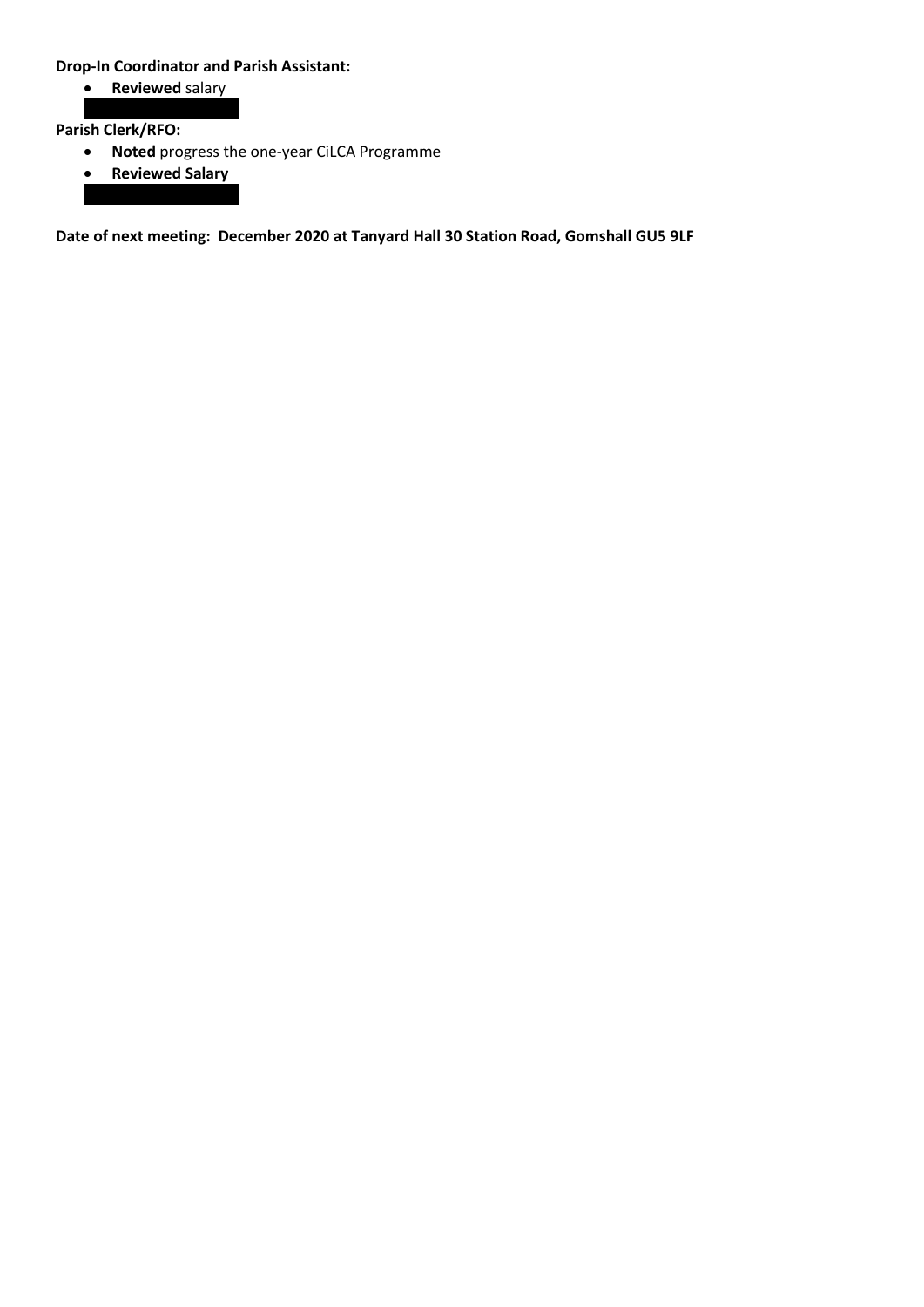**Drop-In Coordinator and Parish Assistant:**

- **Reviewed** salary

**Parish Clerk/RFO:**

- **Noted** progress the one-year CiLCA Programme
- **Reviewed Salary**

**Date of next meeting: December 2020 at Tanyard Hall 30 Station Road, Gomshall GU5 9LF**